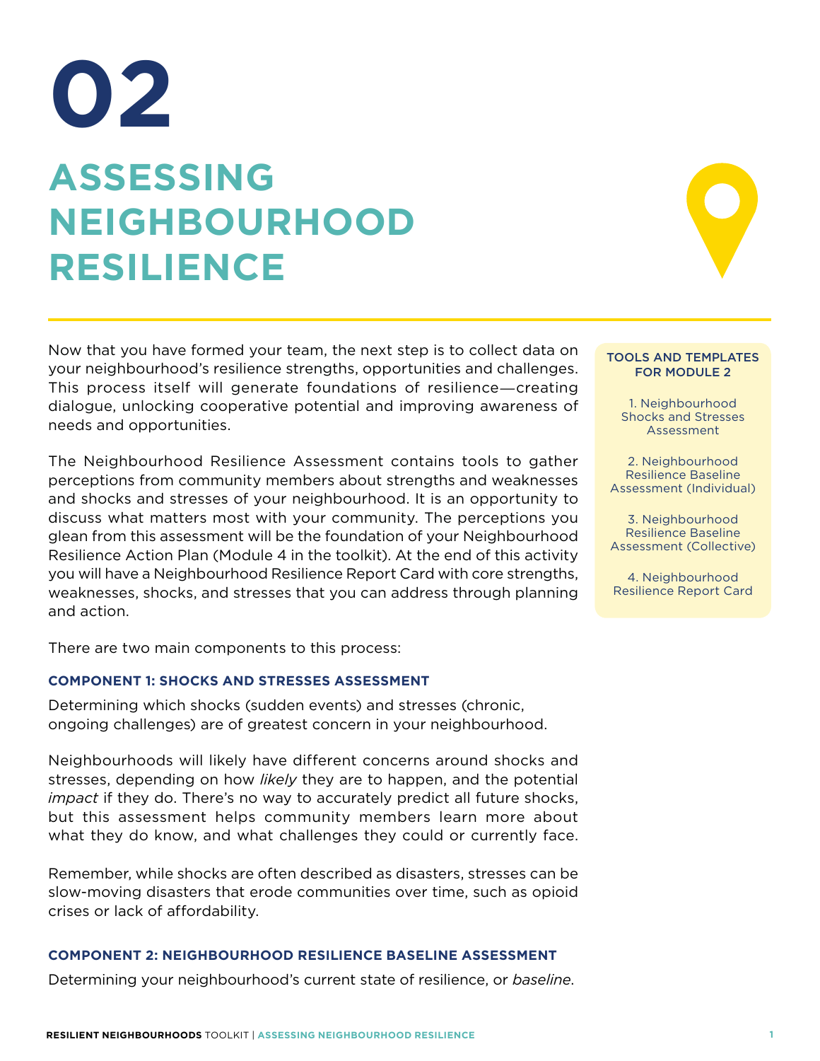# 02

# ASSESSING NEIGHBOURHOOD RESILIENCE

Now that you have formed your team, the next step is to collect data on your neighbourhood's resilience strengths, opportunities and challenges. This process itself will generate foundations of resilience—creating dialogue, unlocking cooperative potential and improving awareness of needs and opportunities.

The Neighbourhood Resilience Assessment contains tools to gather perceptions from community members about strengths and weaknesses and shocks and stresses of your neighbourhood. It is an opportunity to discuss what matters most with your community. The perceptions you glean from this assessment will be the foundation of your Neighbourhood Resilience Action Plan (Module 4 in the toolkit). At the end of this activity you will have a Neighbourhood Resilience Report Card with core strengths, weaknesses, shocks, and stresses that you can address through planning and action.

**TOOLS AND TEMPLATES FOR MODULE 2**

1. Neighbourhood Shocks and Stresses Assessment
2. Neighbourhood Resilience Baseline Assessment (Individual)
3. Neighbourhood Resilience Baseline Assessment (Collective)
4. Neighbourhood Resilience Report Card

There are two main components to this process:

### COMPONENT 1: SHOCKS AND STRESSES ASSESSMENT

Determining which shocks (sudden events) and stresses (chronic, ongoing challenges) are of greatest concern in your neighbourhood.

Neighbourhoods will likely have different concerns around shocks and stresses, depending on how *likely* they are to happen, and the potential *impact* if they do. There's no way to accurately predict all future shocks, but this assessment helps community members learn more about what they do know, and what challenges they could or currently face.

Remember, while shocks are often described as disasters, stresses can be slow-moving disasters that erode communities over time, such as opioid crises or lack of affordability.

### COMPONENT 2: NEIGHBOURHOOD RESILIENCE BASELINE ASSESSMENT

Determining your neighbourhood's current state of resilience, or *baseline*.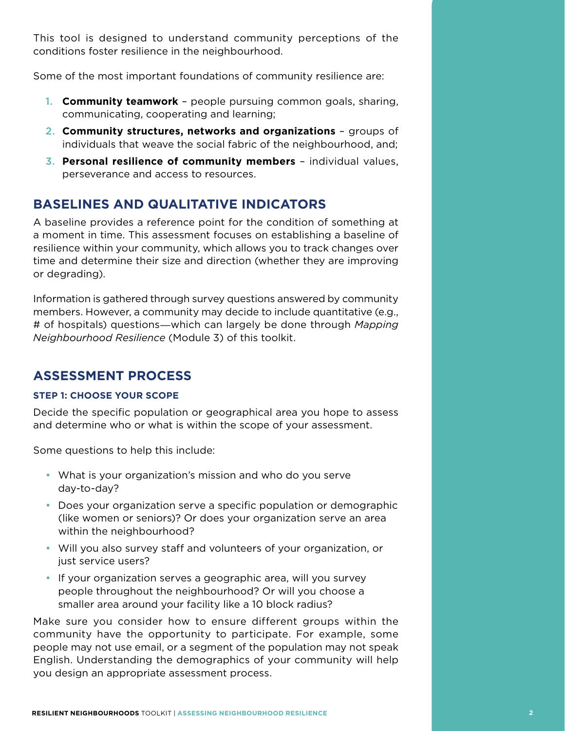This tool is designed to understand community perceptions of the conditions foster resilience in the neighbourhood.

Some of the most important foundations of community resilience are:

1. **Community teamwork** – people pursuing common goals, sharing, communicating, cooperating and learning;
2. **Community structures, networks and organizations** – groups of individuals that weave the social fabric of the neighbourhood, and;
3. **Personal resilience of community members** – individual values, perseverance and access to resources.

## BASELINES AND QUALITATIVE INDICATORS

A baseline provides a reference point for the condition of something at a moment in time. This assessment focuses on establishing a baseline of resilience within your community, which allows you to track changes over time and determine their size and direction (whether they are improving or degrading).

Information is gathered through survey questions answered by community members. However, a community may decide to include quantitative (e.g., # of hospitals) questions—which can largely be done through *Mapping Neighbourhood Resilience* (Module 3) of this toolkit.

## ASSESSMENT PROCESS

### STEP 1: CHOOSE YOUR SCOPE

Decide the specific population or geographical area you hope to assess and determine who or what is within the scope of your assessment.

Some questions to help this include:

- What is your organization's mission and who do you serve day-to-day?
- Does your organization serve a specific population or demographic (like women or seniors)? Or does your organization serve an area within the neighbourhood?
- Will you also survey staff and volunteers of your organization, or just service users?
- If your organization serves a geographic area, will you survey people throughout the neighbourhood? Or will you choose a smaller area around your facility like a 10 block radius?

Make sure you consider how to ensure different groups within the community have the opportunity to participate. For example, some people may not use email, or a segment of the population may not speak English. Understanding the demographics of your community will help you design an appropriate assessment process.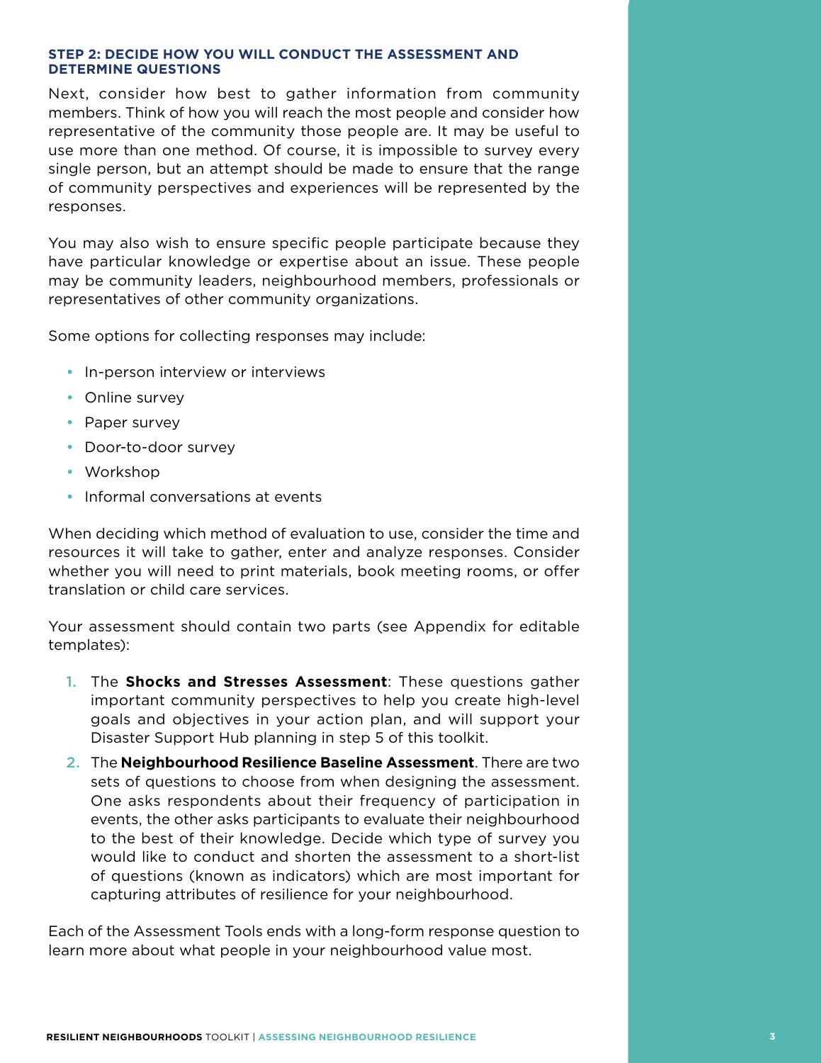### STEP 2: DECIDE HOW YOU WILL CONDUCT THE ASSESSMENT AND DETERMINE QUESTIONS

Next, consider how best to gather information from community members. Think of how you will reach the most people and consider how representative of the community those people are. It may be useful to use more than one method. Of course, it is impossible to survey every single person, but an attempt should be made to ensure that the range of community perspectives and experiences will be represented by the responses.

You may also wish to ensure specific people participate because they have particular knowledge or expertise about an issue. These people may be community leaders, neighbourhood members, professionals or representatives of other community organizations.

Some options for collecting responses may include:

- In-person interview or interviews
- Online survey
- Paper survey
- Door-to-door survey
- Workshop
- Informal conversations at events

When deciding which method of evaluation to use, consider the time and resources it will take to gather, enter and analyze responses. Consider whether you will need to print materials, book meeting rooms, or offer translation or child care services.

Your assessment should contain two parts (see Appendix for editable templates):

1. The **Shocks and Stresses Assessment**: These questions gather important community perspectives to help you create high-level goals and objectives in your action plan, and will support your Disaster Support Hub planning in step 5 of this toolkit.
2. The **Neighbourhood Resilience Baseline Assessment**. There are two sets of questions to choose from when designing the assessment. One asks respondents about their frequency of participation in events, the other asks participants to evaluate their neighbourhood to the best of their knowledge. Decide which type of survey you would like to conduct and shorten the assessment to a short-list of questions (known as indicators) which are most important for capturing attributes of resilience for your neighbourhood.

Each of the Assessment Tools ends with a long-form response question to learn more about what people in your neighbourhood value most.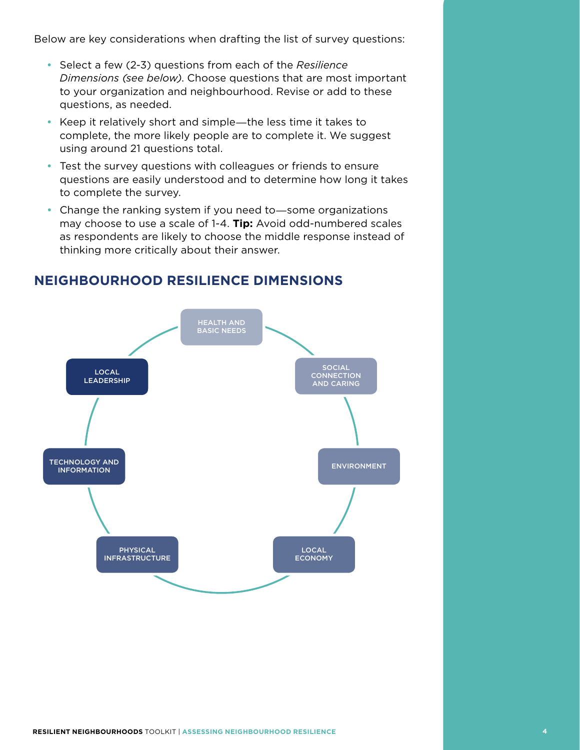Below are key considerations when drafting the list of survey questions:

- Select a few (2-3) questions from each of the *Resilience Dimensions (see below)*. Choose questions that are most important to your organization and neighbourhood. Revise or add to these questions, as needed.
- Keep it relatively short and simple—the less time it takes to complete, the more likely people are to complete it. We suggest using around 21 questions total.
- Test the survey questions with colleagues or friends to ensure questions are easily understood and to determine how long it takes to complete the survey.
- Change the ranking system if you need to—some organizations may choose to use a scale of 1-4. **Tip:** Avoid odd-numbered scales as respondents are likely to choose the middle response instead of thinking more critically about their answer.

## NEIGHBOURHOOD RESILIENCE DIMENSIONS

- HEALTH AND BASIC NEEDS
- SOCIAL CONNECTION AND CARING
- ENVIRONMENT
- LOCAL ECONOMY
- PHYSICAL INFRASTRUCTURE
- TECHNOLOGY AND INFORMATION
- LOCAL LEADERSHIP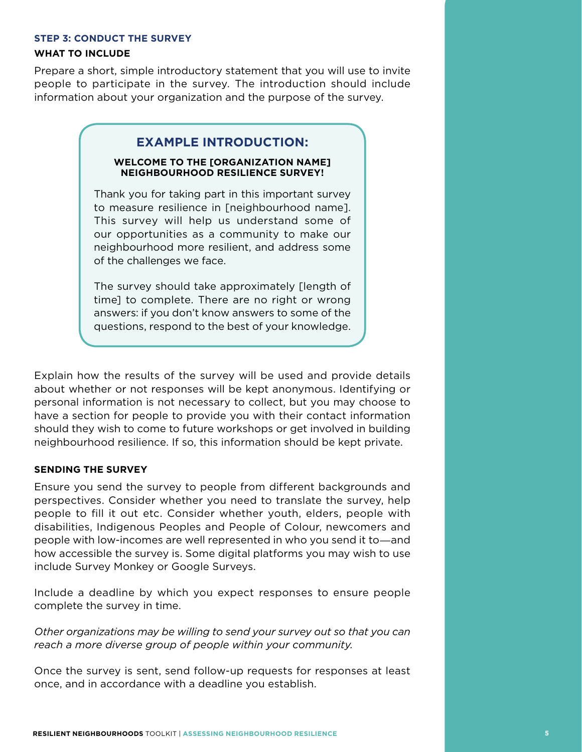### STEP 3: CONDUCT THE SURVEY

#### WHAT TO INCLUDE

Prepare a short, simple introductory statement that you will use to invite people to participate in the survey. The introduction should include information about your organization and the purpose of the survey.

> ## EXAMPLE INTRODUCTION:
>
> **WELCOME TO THE [ORGANIZATION NAME] NEIGHBOURHOOD RESILIENCE SURVEY!**
>
> Thank you for taking part in this important survey to measure resilience in [neighbourhood name]. This survey will help us understand some of our opportunities as a community to make our neighbourhood more resilient, and address some of the challenges we face.
>
> The survey should take approximately [length of time] to complete. There are no right or wrong answers: if you don't know answers to some of the questions, respond to the best of your knowledge.

Explain how the results of the survey will be used and provide details about whether or not responses will be kept anonymous. Identifying or personal information is not necessary to collect, but you may choose to have a section for people to provide you with their contact information should they wish to come to future workshops or get involved in building neighbourhood resilience. If so, this information should be kept private.

#### SENDING THE SURVEY

Ensure you send the survey to people from different backgrounds and perspectives. Consider whether you need to translate the survey, help people to fill it out etc. Consider whether youth, elders, people with disabilities, Indigenous Peoples and People of Colour, newcomers and people with low-incomes are well represented in who you send it to—and how accessible the survey is. Some digital platforms you may wish to use include Survey Monkey or Google Surveys.

Include a deadline by which you expect responses to ensure people complete the survey in time.

*Other organizations may be willing to send your survey out so that you can reach a more diverse group of people within your community.*

Once the survey is sent, send follow-up requests for responses at least once, and in accordance with a deadline you establish.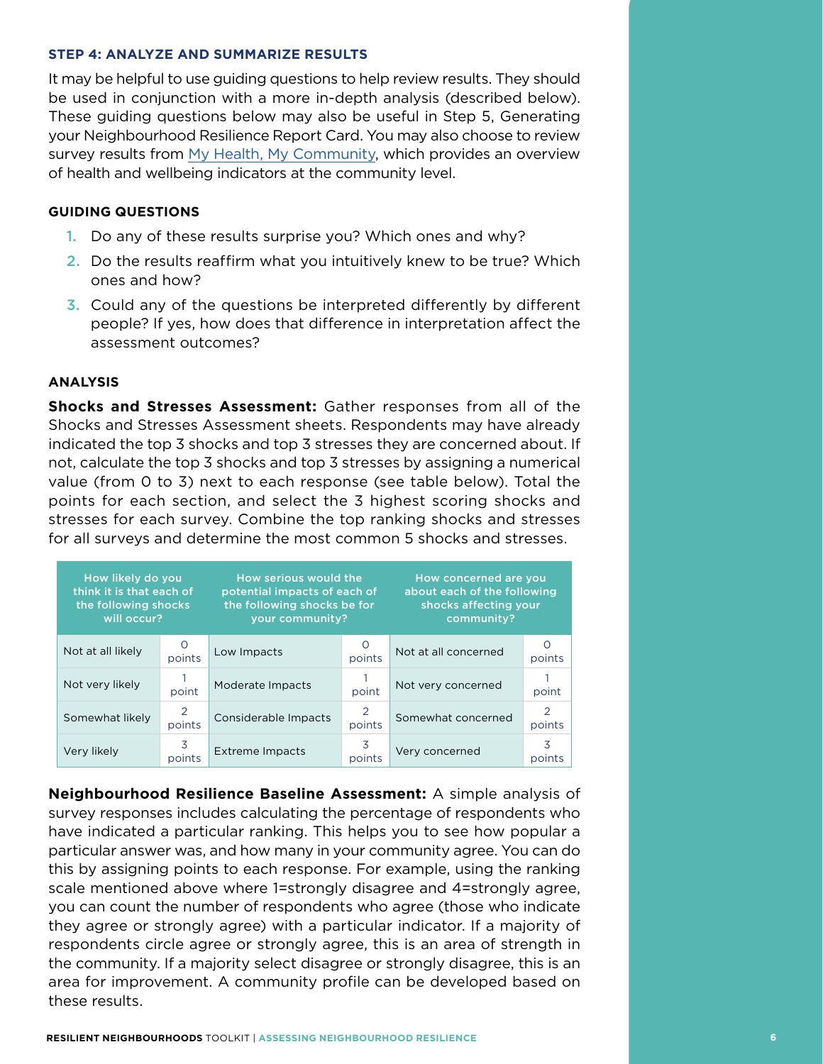### STEP 4: ANALYZE AND SUMMARIZE RESULTS

It may be helpful to use guiding questions to help review results. They should be used in conjunction with a more in-depth analysis (described below). These guiding questions below may also be useful in Step 5, Generating your Neighbourhood Resilience Report Card. You may also choose to review survey results from My Health, My Community, which provides an overview of health and wellbeing indicators at the community level.

#### GUIDING QUESTIONS

1. Do any of these results surprise you? Which ones and why?
2. Do the results reaffirm what you intuitively knew to be true? Which ones and how?
3. Could any of the questions be interpreted differently by different people? If yes, how does that difference in interpretation affect the assessment outcomes?

#### ANALYSIS

**Shocks and Stresses Assessment:** Gather responses from all of the Shocks and Stresses Assessment sheets. Respondents may have already indicated the top 3 shocks and top 3 stresses they are concerned about. If not, calculate the top 3 shocks and top 3 stresses by assigning a numerical value (from 0 to 3) next to each response (see table below). Total the points for each section, and select the 3 highest scoring shocks and stresses for each survey. Combine the top ranking shocks and stresses for all surveys and determine the most common 5 shocks and stresses.

| How likely do you think it is that each of the following shocks will occur? | | How serious would the potential impacts of each of the following shocks be for your community? | | How concerned are you about each of the following shocks affecting your community? | |
|---|---|---|---|---|---|
| Not at all likely | 0 points | Low Impacts | 0 points | Not at all concerned | 0 points |
| Not very likely | 1 point | Moderate Impacts | 1 point | Not very concerned | 1 point |
| Somewhat likely | 2 points | Considerable Impacts | 2 points | Somewhat concerned | 2 points |
| Very likely | 3 points | Extreme Impacts | 3 points | Very concerned | 3 points |

**Neighbourhood Resilience Baseline Assessment:** A simple analysis of survey responses includes calculating the percentage of respondents who have indicated a particular ranking. This helps you to see how popular a particular answer was, and how many in your community agree. You can do this by assigning points to each response. For example, using the ranking scale mentioned above where 1=strongly disagree and 4=strongly agree, you can count the number of respondents who agree (those who indicate they agree or strongly agree) with a particular indicator. If a majority of respondents circle agree or strongly agree, this is an area of strength in the community. If a majority select disagree or strongly disagree, this is an area for improvement. A community profile can be developed based on these results.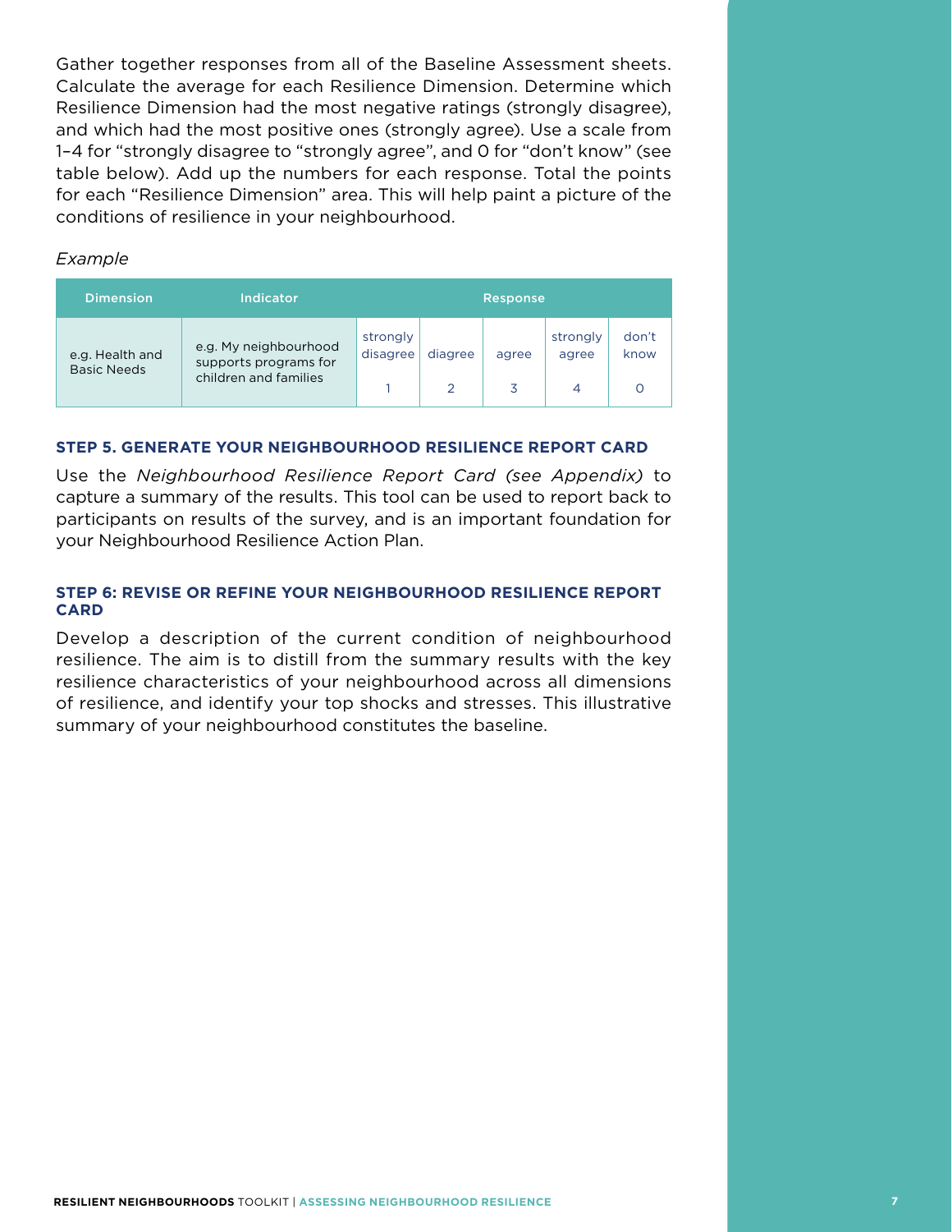Gather together responses from all of the Baseline Assessment sheets. Calculate the average for each Resilience Dimension. Determine which Resilience Dimension had the most negative ratings (strongly disagree), and which had the most positive ones (strongly agree). Use a scale from 1–4 for "strongly disagree to "strongly agree", and 0 for "don't know" (see table below). Add up the numbers for each response. Total the points for each "Resilience Dimension" area. This will help paint a picture of the conditions of resilience in your neighbourhood.

*Example*

| Dimension | Indicator | Response | | | | |
|---|---|---|---|---|---|---|
| e.g. Health and Basic Needs | e.g. My neighbourhood supports programs for children and families | strongly disagree<br>1 | diagree<br>2 | agree<br>3 | strongly agree<br>4 | don't know<br>0 |

### STEP 5. GENERATE YOUR NEIGHBOURHOOD RESILIENCE REPORT CARD

Use the *Neighbourhood Resilience Report Card (see Appendix)* to capture a summary of the results. This tool can be used to report back to participants on results of the survey, and is an important foundation for your Neighbourhood Resilience Action Plan.

### STEP 6: REVISE OR REFINE YOUR NEIGHBOURHOOD RESILIENCE REPORT CARD

Develop a description of the current condition of neighbourhood resilience. The aim is to distill from the summary results with the key resilience characteristics of your neighbourhood across all dimensions of resilience, and identify your top shocks and stresses. This illustrative summary of your neighbourhood constitutes the baseline.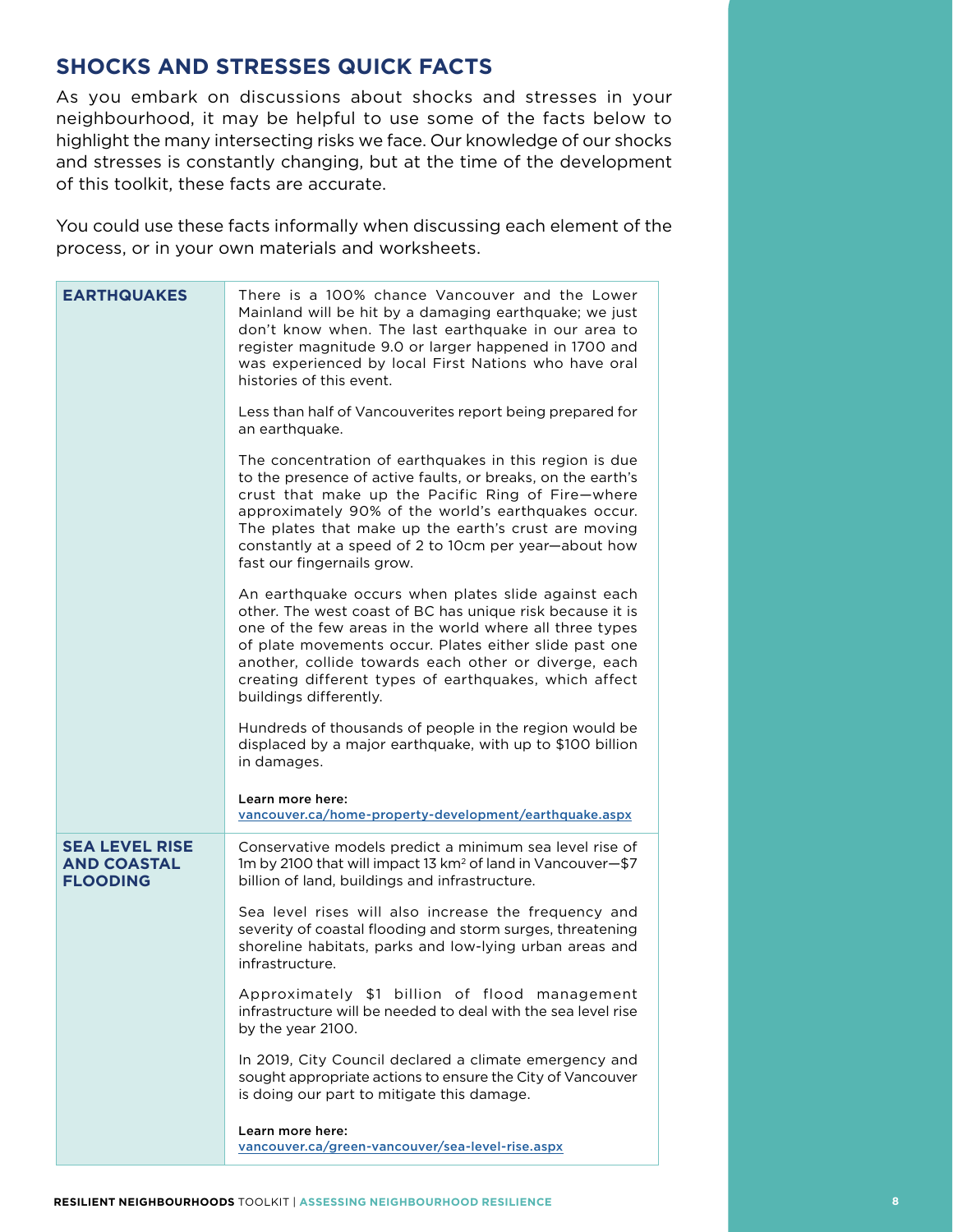## SHOCKS AND STRESSES QUICK FACTS

As you embark on discussions about shocks and stresses in your neighbourhood, it may be helpful to use some of the facts below to highlight the many intersecting risks we face. Our knowledge of our shocks and stresses is constantly changing, but at the time of the development of this toolkit, these facts are accurate.

You could use these facts informally when discussing each element of the process, or in your own materials and worksheets.

| | |
|---|---|
| **EARTHQUAKES** | There is a 100% chance Vancouver and the Lower Mainland will be hit by a damaging earthquake; we just don't know when. The last earthquake in our area to register magnitude 9.0 or larger happened in 1700 and was experienced by local First Nations who have oral histories of this event.<br><br>Less than half of Vancouverites report being prepared for an earthquake.<br><br>The concentration of earthquakes in this region is due to the presence of active faults, or breaks, on the earth's crust that make up the Pacific Ring of Fire—where approximately 90% of the world's earthquakes occur. The plates that make up the earth's crust are moving constantly at a speed of 2 to 10cm per year—about how fast our fingernails grow.<br><br>An earthquake occurs when plates slide against each other. The west coast of BC has unique risk because it is one of the few areas in the world where all three types of plate movements occur. Plates either slide past one another, collide towards each other or diverge, each creating different types of earthquakes, which affect buildings differently.<br><br>Hundreds of thousands of people in the region would be displaced by a major earthquake, with up to $100 billion in damages.<br><br>**Learn more here:**<br>vancouver.ca/home-property-development/earthquake.aspx |
| **SEA LEVEL RISE AND COASTAL FLOODING** | Conservative models predict a minimum sea level rise of 1m by 2100 that will impact 13 km$^2$ of land in Vancouver—$7 billion of land, buildings and infrastructure.<br><br>Sea level rises will also increase the frequency and severity of coastal flooding and storm surges, threatening shoreline habitats, parks and low-lying urban areas and infrastructure.<br><br>Approximately $1 billion of flood management infrastructure will be needed to deal with the sea level rise by the year 2100.<br><br>In 2019, City Council declared a climate emergency and sought appropriate actions to ensure the City of Vancouver is doing our part to mitigate this damage.<br><br>**Learn more here:**<br>vancouver.ca/green-vancouver/sea-level-rise.aspx |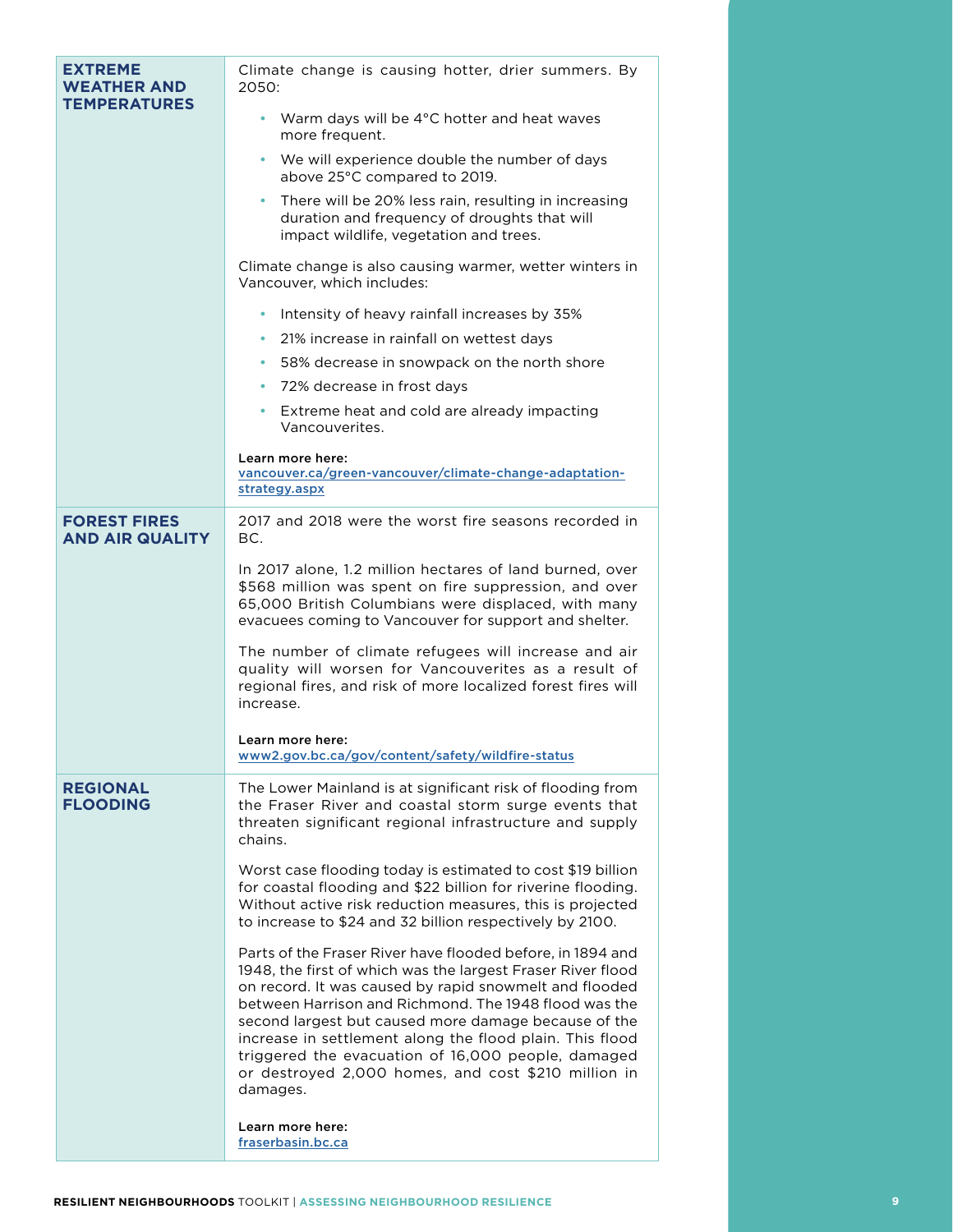| | |
|---|---|
| **EXTREME WEATHER AND TEMPERATURES** | Climate change is causing hotter, drier summers. By 2050:<br>• Warm days will be 4°C hotter and heat waves more frequent.<br>• We will experience double the number of days above 25°C compared to 2019.<br>• There will be 20% less rain, resulting in increasing duration and frequency of droughts that will impact wildlife, vegetation and trees.<br><br>Climate change is also causing warmer, wetter winters in Vancouver, which includes:<br>• Intensity of heavy rainfall increases by 35%<br>• 21% increase in rainfall on wettest days<br>• 58% decrease in snowpack on the north shore<br>• 72% decrease in frost days<br>• Extreme heat and cold are already impacting Vancouverites.<br><br>**Learn more here:**<br>vancouver.ca/green-vancouver/climate-change-adaptation-strategy.aspx |
| **FOREST FIRES AND AIR QUALITY** | 2017 and 2018 were the worst fire seasons recorded in BC.<br><br>In 2017 alone, 1.2 million hectares of land burned, over $568 million was spent on fire suppression, and over 65,000 British Columbians were displaced, with many evacuees coming to Vancouver for support and shelter.<br><br>The number of climate refugees will increase and air quality will worsen for Vancouverites as a result of regional fires, and risk of more localized forest fires will increase.<br><br>**Learn more here:**<br>www2.gov.bc.ca/gov/content/safety/wildfire-status |
| **REGIONAL FLOODING** | The Lower Mainland is at significant risk of flooding from the Fraser River and coastal storm surge events that threaten significant regional infrastructure and supply chains.<br><br>Worst case flooding today is estimated to cost $19 billion for coastal flooding and $22 billion for riverine flooding. Without active risk reduction measures, this is projected to increase to $24 and 32 billion respectively by 2100.<br><br>Parts of the Fraser River have flooded before, in 1894 and 1948, the first of which was the largest Fraser River flood on record. It was caused by rapid snowmelt and flooded between Harrison and Richmond. The 1948 flood was the second largest but caused more damage because of the increase in settlement along the flood plain. This flood triggered the evacuation of 16,000 people, damaged or destroyed 2,000 homes, and cost $210 million in damages.<br><br>**Learn more here:**<br>fraserbasin.bc.ca |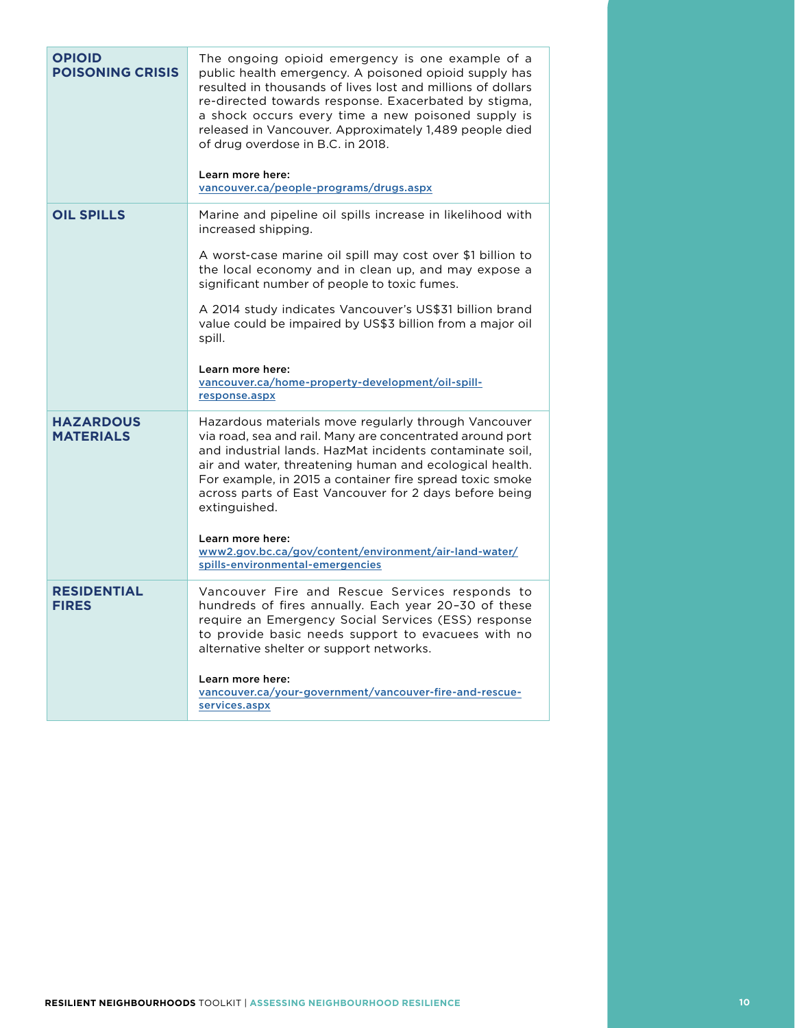| | |
|---|---|
| **OPIOID POISONING CRISIS** | The ongoing opioid emergency is one example of a public health emergency. A poisoned opioid supply has resulted in thousands of lives lost and millions of dollars re-directed towards response. Exacerbated by stigma, a shock occurs every time a new poisoned supply is released in Vancouver. Approximately 1,489 people died of drug overdose in B.C. in 2018.<br><br>**Learn more here:**<br>vancouver.ca/people-programs/drugs.aspx |
| **OIL SPILLS** | Marine and pipeline oil spills increase in likelihood with increased shipping.<br><br>A worst-case marine oil spill may cost over $1 billion to the local economy and in clean up, and may expose a significant number of people to toxic fumes.<br><br>A 2014 study indicates Vancouver's US$31 billion brand value could be impaired by US$3 billion from a major oil spill.<br><br>**Learn more here:**<br>vancouver.ca/home-property-development/oil-spill-response.aspx |
| **HAZARDOUS MATERIALS** | Hazardous materials move regularly through Vancouver via road, sea and rail. Many are concentrated around port and industrial lands. HazMat incidents contaminate soil, air and water, threatening human and ecological health. For example, in 2015 a container fire spread toxic smoke across parts of East Vancouver for 2 days before being extinguished.<br><br>**Learn more here:**<br>www2.gov.bc.ca/gov/content/environment/air-land-water/spills-environmental-emergencies |
| **RESIDENTIAL FIRES** | Vancouver Fire and Rescue Services responds to hundreds of fires annually. Each year 20–30 of these require an Emergency Social Services (ESS) response to provide basic needs support to evacuees with no alternative shelter or support networks.<br><br>**Learn more here:**<br>vancouver.ca/your-government/vancouver-fire-and-rescue-services.aspx |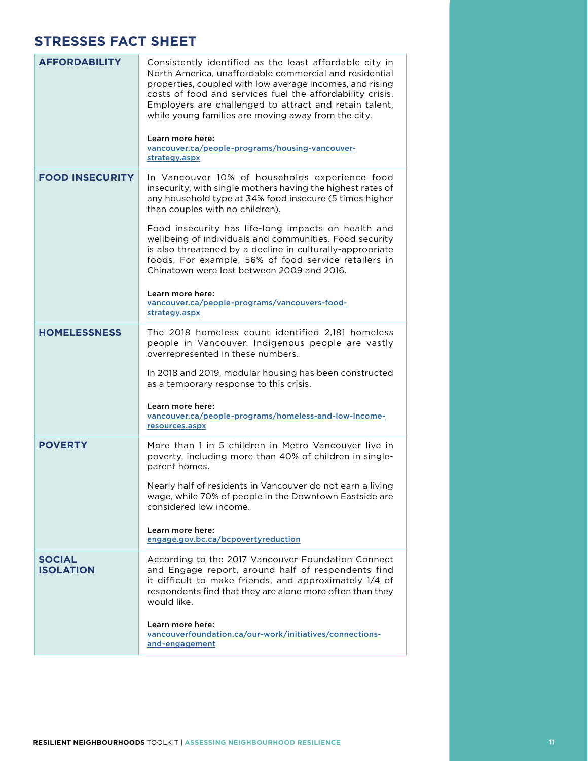## STRESSES FACT SHEET

| | |
|---|---|
| **AFFORDABILITY** | Consistently identified as the least affordable city in North America, unaffordable commercial and residential properties, coupled with low average incomes, and rising costs of food and services fuel the affordability crisis. Employers are challenged to attract and retain talent, while young families are moving away from the city.<br><br>**Learn more here:**<br>vancouver.ca/people-programs/housing-vancouver-strategy.aspx |
| **FOOD INSECURITY** | In Vancouver 10% of households experience food insecurity, with single mothers having the highest rates of any household type at 34% food insecure (5 times higher than couples with no children).<br><br>Food insecurity has life-long impacts on health and wellbeing of individuals and communities. Food security is also threatened by a decline in culturally-appropriate foods. For example, 56% of food service retailers in Chinatown were lost between 2009 and 2016.<br><br>**Learn more here:**<br>vancouver.ca/people-programs/vancouvers-food-strategy.aspx |
| **HOMELESSNESS** | The 2018 homeless count identified 2,181 homeless people in Vancouver. Indigenous people are vastly overrepresented in these numbers.<br><br>In 2018 and 2019, modular housing has been constructed as a temporary response to this crisis.<br><br>**Learn more here:**<br>vancouver.ca/people-programs/homeless-and-low-income-resources.aspx |
| **POVERTY** | More than 1 in 5 children in Metro Vancouver live in poverty, including more than 40% of children in single-parent homes.<br><br>Nearly half of residents in Vancouver do not earn a living wage, while 70% of people in the Downtown Eastside are considered low income.<br><br>**Learn more here:**<br>engage.gov.bc.ca/bcpovertyreduction |
| **SOCIAL ISOLATION** | According to the 2017 Vancouver Foundation Connect and Engage report, around half of respondents find it difficult to make friends, and approximately 1/4 of respondents find that they are alone more often than they would like.<br><br>**Learn more here:**<br>vancouverfoundation.ca/our-work/initiatives/connections-and-engagement |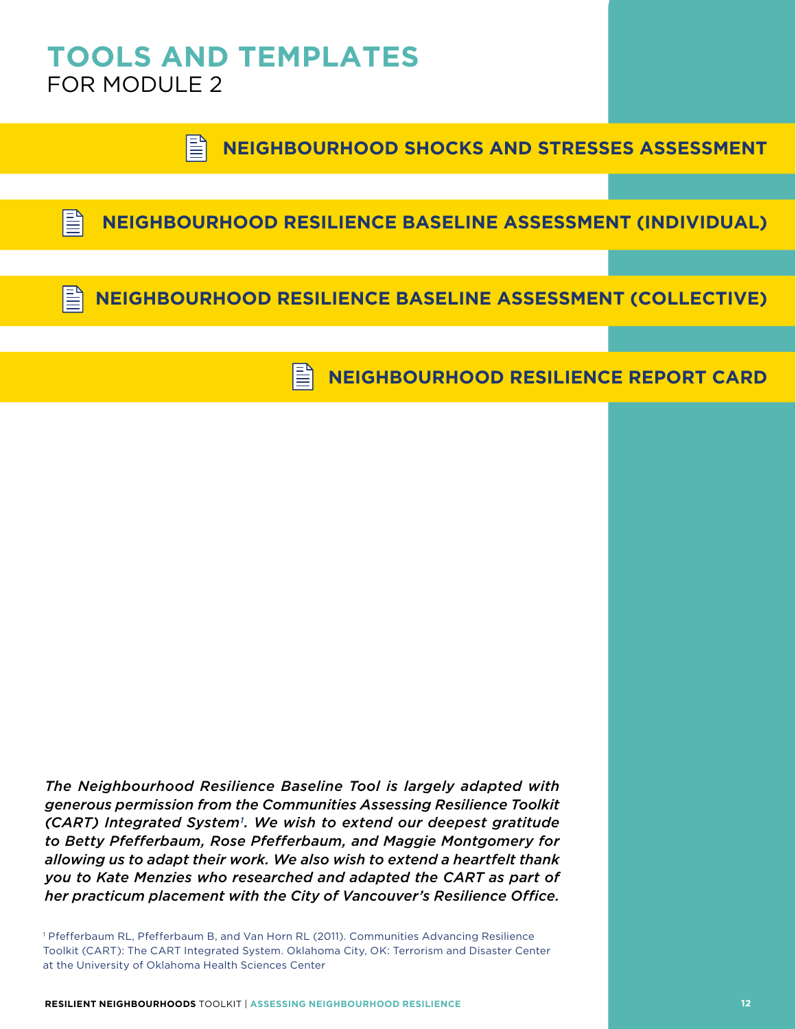# TOOLS AND TEMPLATES
FOR MODULE 2

## NEIGHBOURHOOD SHOCKS AND STRESSES ASSESSMENT

## NEIGHBOURHOOD RESILIENCE BASELINE ASSESSMENT (INDIVIDUAL)

## NEIGHBOURHOOD RESILIENCE BASELINE ASSESSMENT (COLLECTIVE)

## NEIGHBOURHOOD RESILIENCE REPORT CARD

***The Neighbourhood Resilience Baseline Tool is largely adapted with generous permission from the Communities Assessing Resilience Toolkit (CART) Integrated System[1]. We wish to extend our deepest gratitude to Betty Pfefferbaum, Rose Pfefferbaum, and Maggie Montgomery for allowing us to adapt their work. We also wish to extend a heartfelt thank you to Kate Menzies who researched and adapted the CART as part of her practicum placement with the City of Vancouver's Resilience Office.***

[1] Pfefferbaum RL, Pfefferbaum B, and Van Horn RL (2011). Communities Advancing Resilience Toolkit (CART): The CART Integrated System. Oklahoma City, OK: Terrorism and Disaster Center at the University of Oklahoma Health Sciences Center